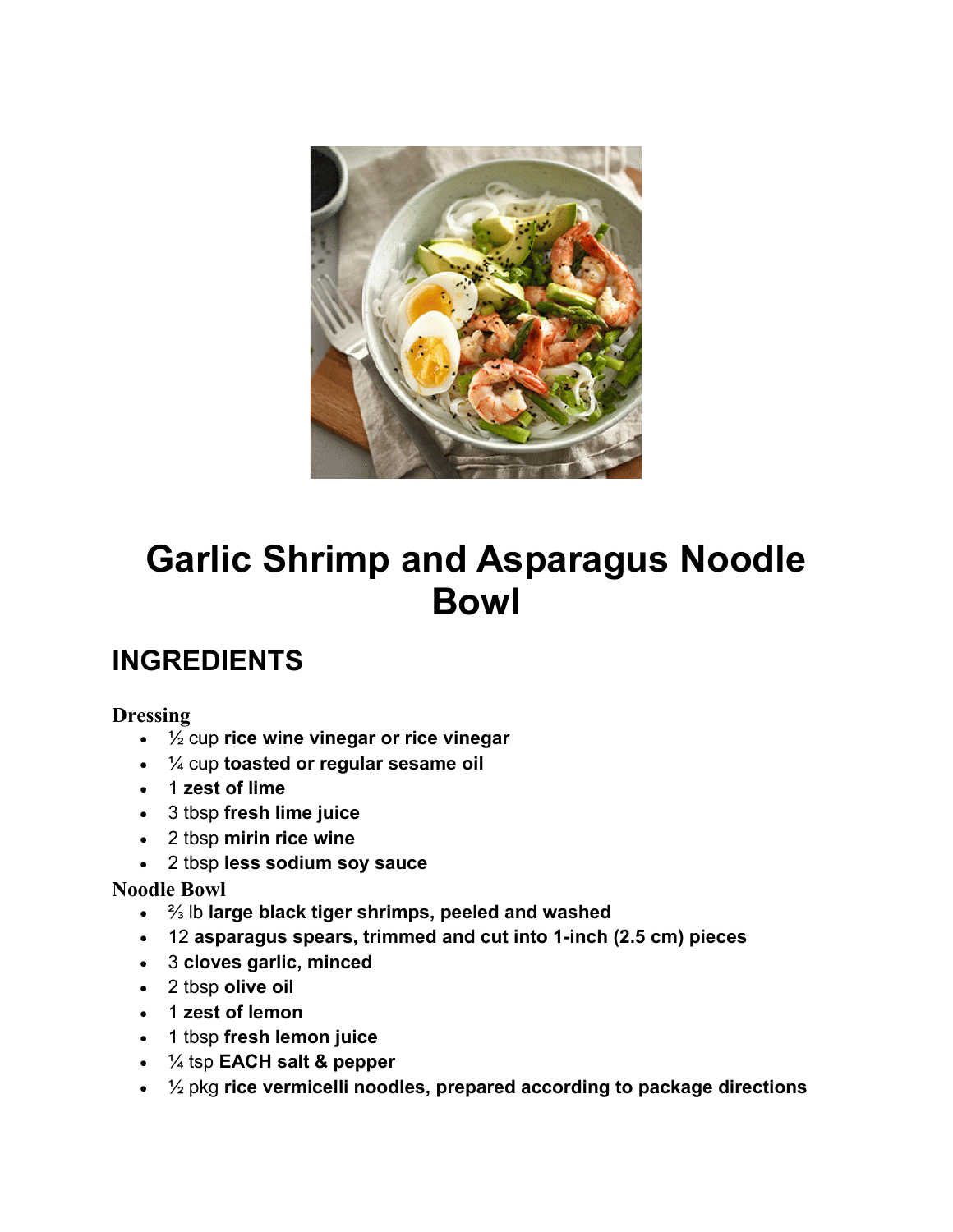# Garlic Shrimp and Asparagus Noodle Bowl

## INGREDIENTS

### Dressing

- ½ cup **rice wine vinegar or rice vinegar**
- ¼ cup **toasted or regular sesame oil**
- 1 **zest of lime**
- 3 tbsp **fresh lime juice**
- 2 tbsp **mirin rice wine**
- 2 tbsp **less sodium soy sauce**

### Noodle Bowl

- ⅔ lb **large black tiger shrimps, peeled and washed**
- 12 **asparagus spears, trimmed and cut into 1-inch (2.5 cm) pieces**
- 3 **cloves garlic, minced**
- 2 tbsp **olive oil**
- 1 **zest of lemon**
- 1 tbsp **fresh lemon juice**
- ¼ tsp **EACH salt & pepper**
- ½ pkg **rice vermicelli noodles, prepared according to package directions**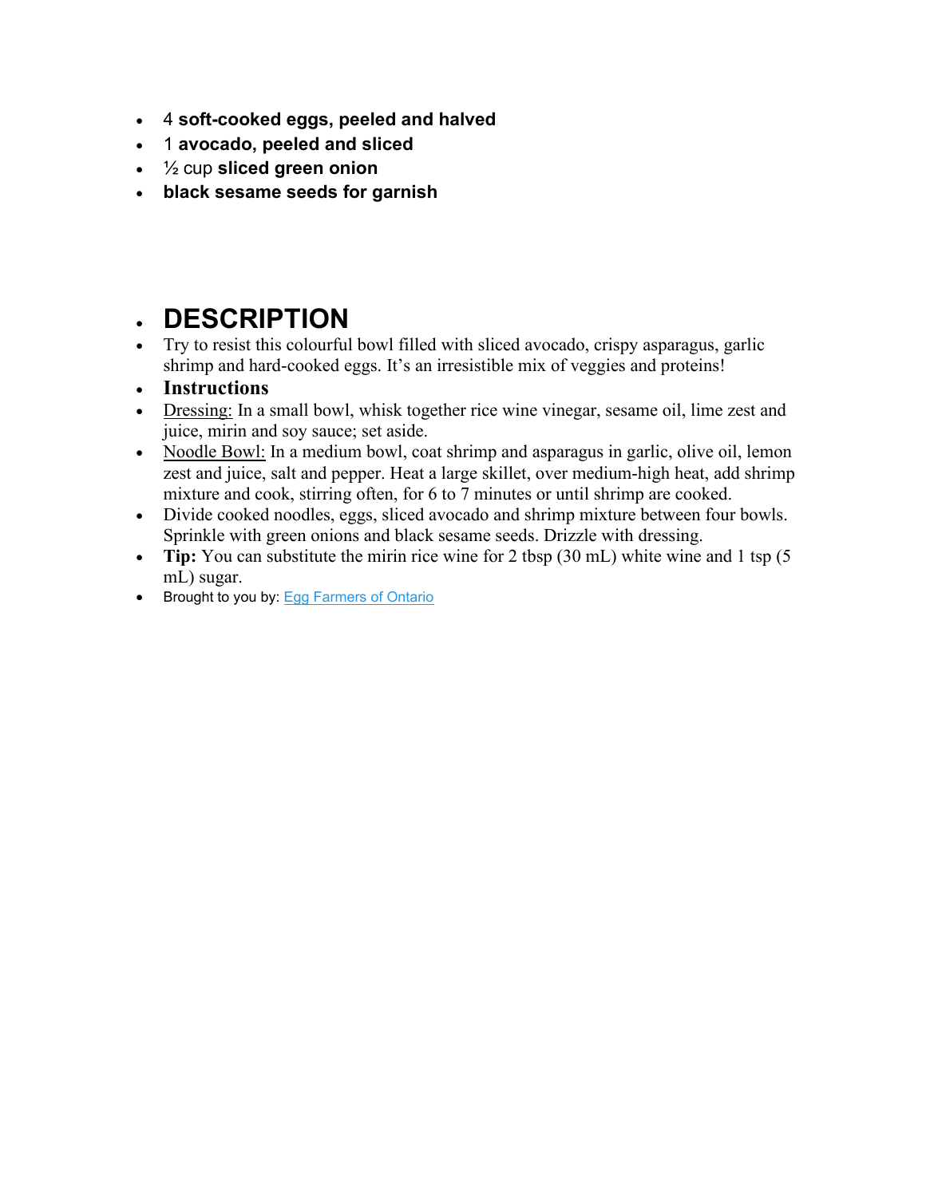- 4 **soft-cooked eggs, peeled and halved**
- 1 **avocado, peeled and sliced**
- ½ cup **sliced green onion**
- **black sesame seeds for garnish**

- ## DESCRIPTION
- Try to resist this colourful bowl filled with sliced avocado, crispy asparagus, garlic shrimp and hard-cooked eggs. It's an irresistible mix of veggies and proteins!
- **Instructions**
- Dressing: In a small bowl, whisk together rice wine vinegar, sesame oil, lime zest and juice, mirin and soy sauce; set aside.
- Noodle Bowl: In a medium bowl, coat shrimp and asparagus in garlic, olive oil, lemon zest and juice, salt and pepper. Heat a large skillet, over medium-high heat, add shrimp mixture and cook, stirring often, for 6 to 7 minutes or until shrimp are cooked.
- Divide cooked noodles, eggs, sliced avocado and shrimp mixture between four bowls. Sprinkle with green onions and black sesame seeds. Drizzle with dressing.
- **Tip:** You can substitute the mirin rice wine for 2 tbsp (30 mL) white wine and 1 tsp (5 mL) sugar.
- Brought to you by: Egg Farmers of Ontario